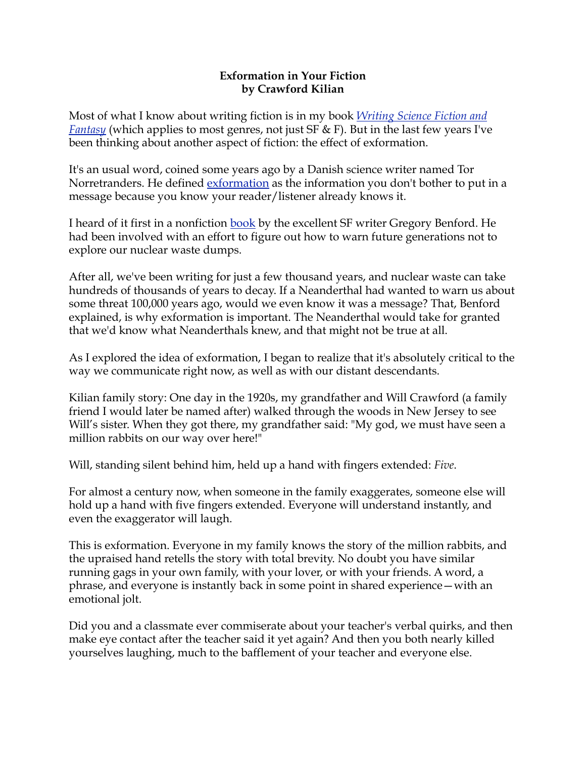**Exformation in Your Fiction**
**by Crawford Kilian**

Most of what I know about writing fiction is in my book *Writing Science Fiction and Fantasy* (which applies to most genres, not just SF & F). But in the last few years I've been thinking about another aspect of fiction: the effect of exformation.

It's an usual word, coined some years ago by a Danish science writer named Tor Norretranders. He defined exformation as the information you don't bother to put in a message because you know your reader/listener already knows it.

I heard of it first in a nonfiction book by the excellent SF writer Gregory Benford. He had been involved with an effort to figure out how to warn future generations not to explore our nuclear waste dumps.

After all, we've been writing for just a few thousand years, and nuclear waste can take hundreds of thousands of years to decay. If a Neanderthal had wanted to warn us about some threat 100,000 years ago, would we even know it was a message? That, Benford explained, is why exformation is important. The Neanderthal would take for granted that we'd know what Neanderthals knew, and that might not be true at all.

As I explored the idea of exformation, I began to realize that it's absolutely critical to the way we communicate right now, as well as with our distant descendants.

Kilian family story: One day in the 1920s, my grandfather and Will Crawford (a family friend I would later be named after) walked through the woods in New Jersey to see Will's sister. When they got there, my grandfather said: "My god, we must have seen a million rabbits on our way over here!"

Will, standing silent behind him, held up a hand with fingers extended: *Five*.

For almost a century now, when someone in the family exaggerates, someone else will hold up a hand with five fingers extended. Everyone will understand instantly, and even the exaggerator will laugh.

This is exformation. Everyone in my family knows the story of the million rabbits, and the upraised hand retells the story with total brevity. No doubt you have similar running gags in your own family, with your lover, or with your friends. A word, a phrase, and everyone is instantly back in some point in shared experience—with an emotional jolt.

Did you and a classmate ever commiserate about your teacher's verbal quirks, and then make eye contact after the teacher said it yet again? And then you both nearly killed yourselves laughing, much to the bafflement of your teacher and everyone else.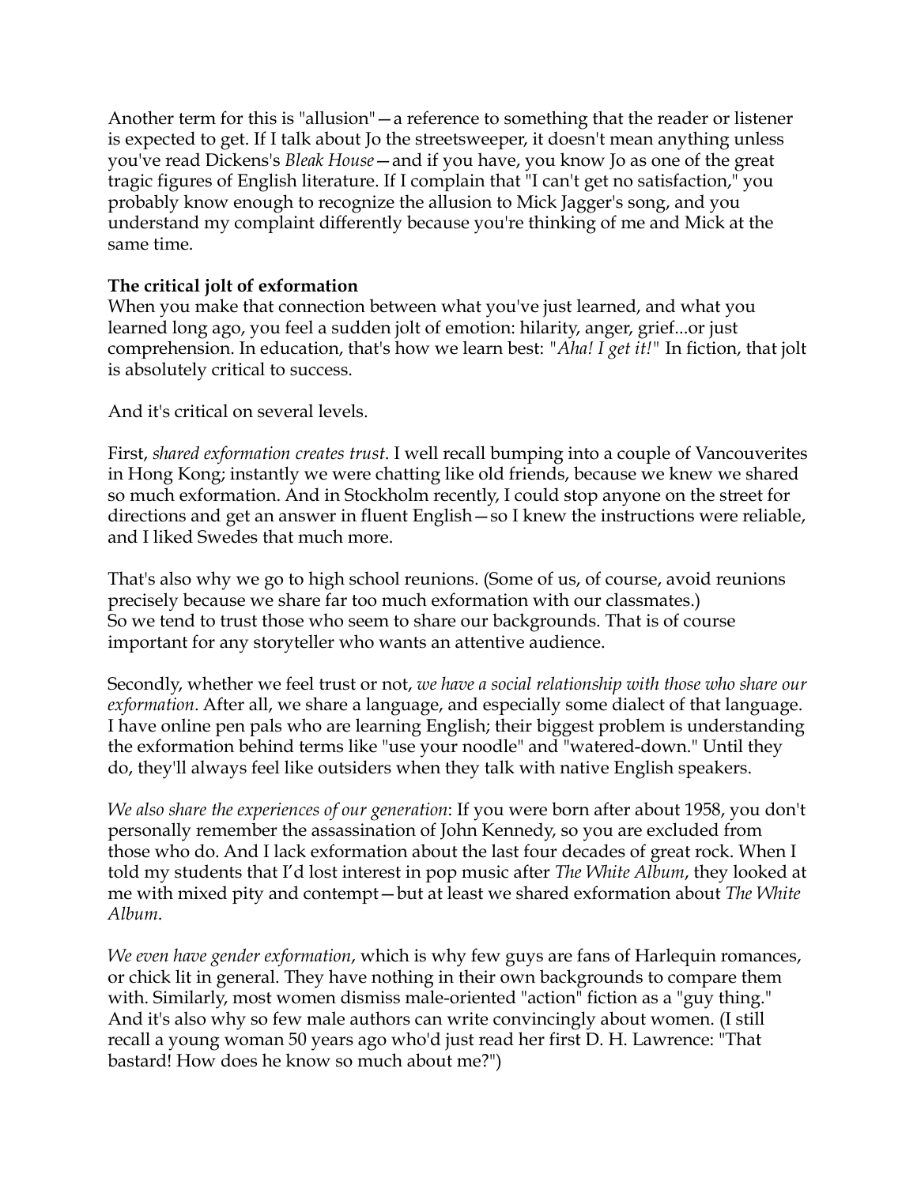Another term for this is "allusion"—a reference to something that the reader or listener is expected to get. If I talk about Jo the streetsweeper, it doesn't mean anything unless you've read Dickens's *Bleak House*—and if you have, you know Jo as one of the great tragic figures of English literature. If I complain that "I can't get no satisfaction," you probably know enough to recognize the allusion to Mick Jagger's song, and you understand my complaint differently because you're thinking of me and Mick at the same time.

**The critical jolt of exformation**

When you make that connection between what you've just learned, and what you learned long ago, you feel a sudden jolt of emotion: hilarity, anger, grief...or just comprehension. In education, that's how we learn best: "*Aha! I get it!*" In fiction, that jolt is absolutely critical to success.

And it's critical on several levels.

First, *shared exformation creates trust*. I well recall bumping into a couple of Vancouverites in Hong Kong; instantly we were chatting like old friends, because we knew we shared so much exformation. And in Stockholm recently, I could stop anyone on the street for directions and get an answer in fluent English—so I knew the instructions were reliable, and I liked Swedes that much more.

That's also why we go to high school reunions. (Some of us, of course, avoid reunions precisely because we share far too much exformation with our classmates.)
So we tend to trust those who seem to share our backgrounds. That is of course important for any storyteller who wants an attentive audience.

Secondly, whether we feel trust or not, *we have a social relationship with those who share our exformation*. After all, we share a language, and especially some dialect of that language. I have online pen pals who are learning English; their biggest problem is understanding the exformation behind terms like "use your noodle" and "watered-down." Until they do, they'll always feel like outsiders when they talk with native English speakers.

*We also share the experiences of our generation*: If you were born after about 1958, you don't personally remember the assassination of John Kennedy, so you are excluded from those who do. And I lack exformation about the last four decades of great rock. When I told my students that I'd lost interest in pop music after *The White Album*, they looked at me with mixed pity and contempt—but at least we shared exformation about *The White Album*.

*We even have gender exformation*, which is why few guys are fans of Harlequin romances, or chick lit in general. They have nothing in their own backgrounds to compare them with. Similarly, most women dismiss male-oriented "action" fiction as a "guy thing." And it's also why so few male authors can write convincingly about women. (I still recall a young woman 50 years ago who'd just read her first D. H. Lawrence: "That bastard! How does he know so much about me?")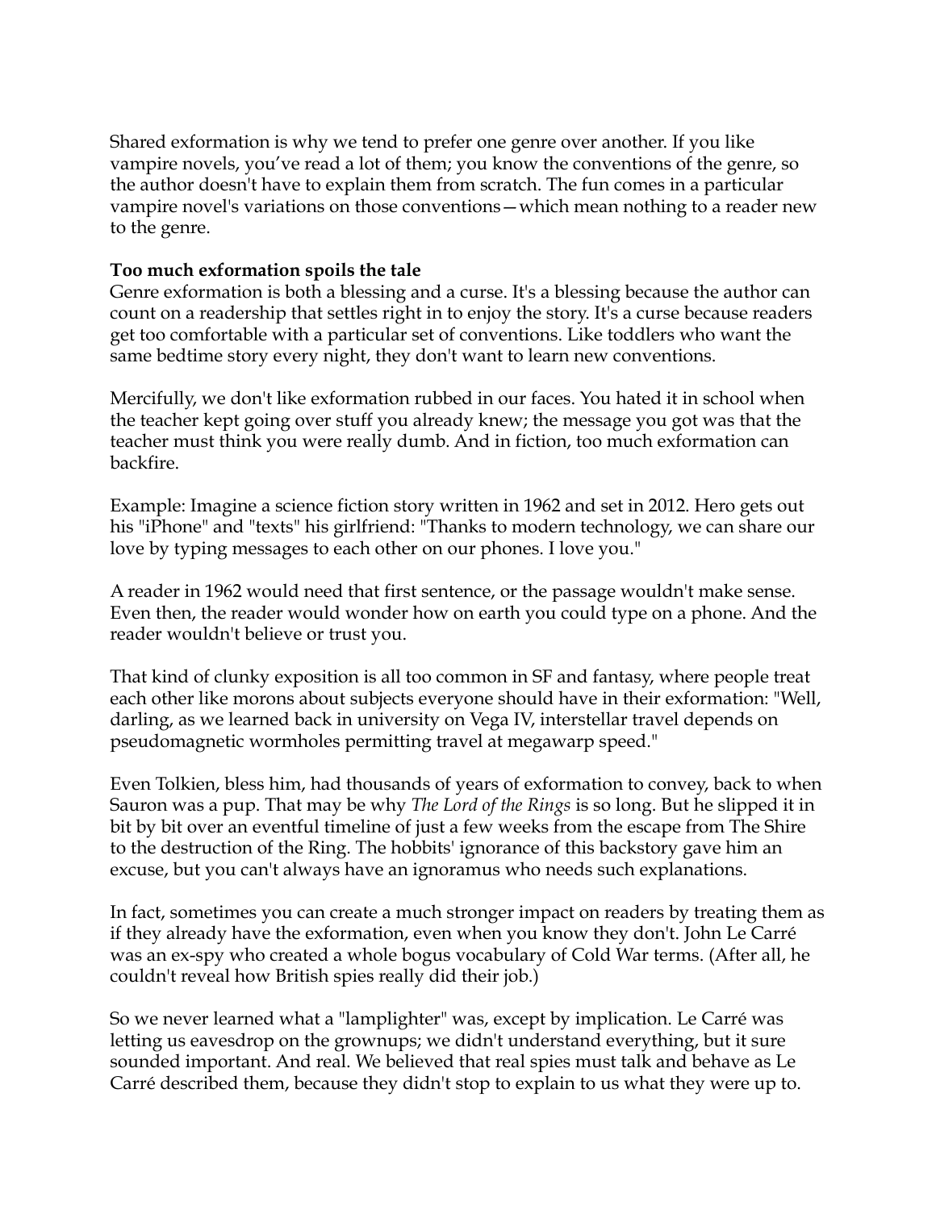Shared exformation is why we tend to prefer one genre over another. If you like vampire novels, you've read a lot of them; you know the conventions of the genre, so the author doesn't have to explain them from scratch. The fun comes in a particular vampire novel's variations on those conventions—which mean nothing to a reader new to the genre.

**Too much exformation spoils the tale**

Genre exformation is both a blessing and a curse. It's a blessing because the author can count on a readership that settles right in to enjoy the story. It's a curse because readers get too comfortable with a particular set of conventions. Like toddlers who want the same bedtime story every night, they don't want to learn new conventions.

Mercifully, we don't like exformation rubbed in our faces. You hated it in school when the teacher kept going over stuff you already knew; the message you got was that the teacher must think you were really dumb. And in fiction, too much exformation can backfire.

Example: Imagine a science fiction story written in 1962 and set in 2012. Hero gets out his "iPhone" and "texts" his girlfriend: "Thanks to modern technology, we can share our love by typing messages to each other on our phones. I love you."

A reader in 1962 would need that first sentence, or the passage wouldn't make sense. Even then, the reader would wonder how on earth you could type on a phone. And the reader wouldn't believe or trust you.

That kind of clunky exposition is all too common in SF and fantasy, where people treat each other like morons about subjects everyone should have in their exformation: "Well, darling, as we learned back in university on Vega IV, interstellar travel depends on pseudomagnetic wormholes permitting travel at megawarp speed."

Even Tolkien, bless him, had thousands of years of exformation to convey, back to when Sauron was a pup. That may be why *The Lord of the Rings* is so long. But he slipped it in bit by bit over an eventful timeline of just a few weeks from the escape from The Shire to the destruction of the Ring. The hobbits' ignorance of this backstory gave him an excuse, but you can't always have an ignoramus who needs such explanations.

In fact, sometimes you can create a much stronger impact on readers by treating them as if they already have the exformation, even when you know they don't. John Le Carré was an ex-spy who created a whole bogus vocabulary of Cold War terms. (After all, he couldn't reveal how British spies really did their job.)

So we never learned what a "lamplighter" was, except by implication. Le Carré was letting us eavesdrop on the grownups; we didn't understand everything, but it sure sounded important. And real. We believed that real spies must talk and behave as Le Carré described them, because they didn't stop to explain to us what they were up to.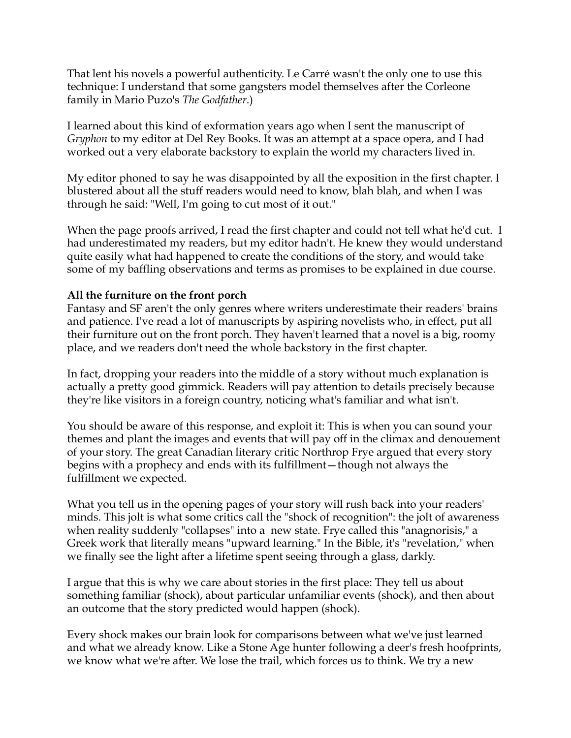That lent his novels a powerful authenticity. Le Carré wasn't the only one to use this technique: I understand that some gangsters model themselves after the Corleone family in Mario Puzo's *The Godfather*.)

I learned about this kind of exformation years ago when I sent the manuscript of *Gryphon* to my editor at Del Rey Books. It was an attempt at a space opera, and I had worked out a very elaborate backstory to explain the world my characters lived in.

My editor phoned to say he was disappointed by all the exposition in the first chapter. I blustered about all the stuff readers would need to know, blah blah, and when I was through he said: "Well, I'm going to cut most of it out."

When the page proofs arrived, I read the first chapter and could not tell what he'd cut. I had underestimated my readers, but my editor hadn't. He knew they would understand quite easily what had happened to create the conditions of the story, and would take some of my baffling observations and terms as promises to be explained in due course.

**All the furniture on the front porch**

Fantasy and SF aren't the only genres where writers underestimate their readers' brains and patience. I've read a lot of manuscripts by aspiring novelists who, in effect, put all their furniture out on the front porch. They haven't learned that a novel is a big, roomy place, and we readers don't need the whole backstory in the first chapter.

In fact, dropping your readers into the middle of a story without much explanation is actually a pretty good gimmick. Readers will pay attention to details precisely because they're like visitors in a foreign country, noticing what's familiar and what isn't.

You should be aware of this response, and exploit it: This is when you can sound your themes and plant the images and events that will pay off in the climax and denouement of your story. The great Canadian literary critic Northrop Frye argued that every story begins with a prophecy and ends with its fulfillment—though not always the fulfillment we expected.

What you tell us in the opening pages of your story will rush back into your readers' minds. This jolt is what some critics call the "shock of recognition": the jolt of awareness when reality suddenly "collapses" into a new state. Frye called this "anagnorisis," a Greek work that literally means "upward learning." In the Bible, it's "revelation," when we finally see the light after a lifetime spent seeing through a glass, darkly.

I argue that this is why we care about stories in the first place: They tell us about something familiar (shock), about particular unfamiliar events (shock), and then about an outcome that the story predicted would happen (shock).

Every shock makes our brain look for comparisons between what we've just learned and what we already know. Like a Stone Age hunter following a deer's fresh hoofprints, we know what we're after. We lose the trail, which forces us to think. We try a new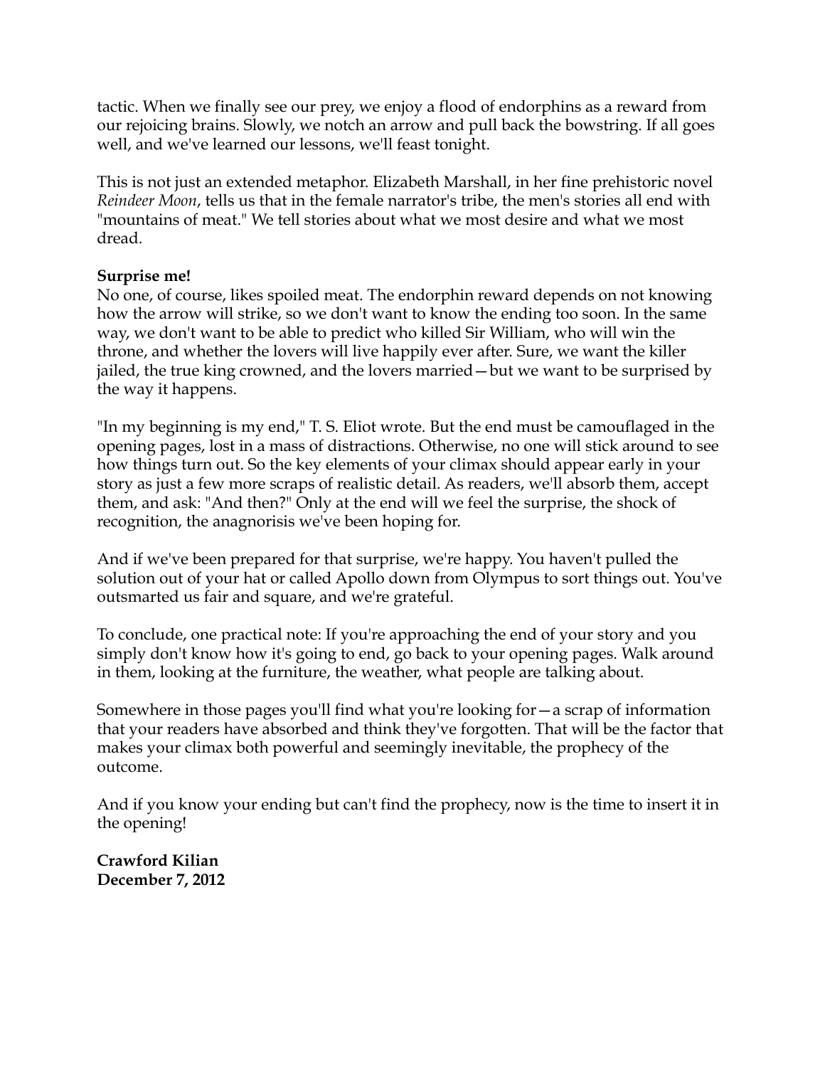tactic. When we finally see our prey, we enjoy a flood of endorphins as a reward from our rejoicing brains. Slowly, we notch an arrow and pull back the bowstring. If all goes well, and we've learned our lessons, we'll feast tonight.

This is not just an extended metaphor. Elizabeth Marshall, in her fine prehistoric novel *Reindeer Moon*, tells us that in the female narrator's tribe, the men's stories all end with "mountains of meat." We tell stories about what we most desire and what we most dread.

**Surprise me!**

No one, of course, likes spoiled meat. The endorphin reward depends on not knowing how the arrow will strike, so we don't want to know the ending too soon. In the same way, we don't want to be able to predict who killed Sir William, who will win the throne, and whether the lovers will live happily ever after. Sure, we want the killer jailed, the true king crowned, and the lovers married—but we want to be surprised by the way it happens.

"In my beginning is my end," T. S. Eliot wrote. But the end must be camouflaged in the opening pages, lost in a mass of distractions. Otherwise, no one will stick around to see how things turn out. So the key elements of your climax should appear early in your story as just a few more scraps of realistic detail. As readers, we'll absorb them, accept them, and ask: "And then?" Only at the end will we feel the surprise, the shock of recognition, the anagnorisis we've been hoping for.

And if we've been prepared for that surprise, we're happy. You haven't pulled the solution out of your hat or called Apollo down from Olympus to sort things out. You've outsmarted us fair and square, and we're grateful.

To conclude, one practical note: If you're approaching the end of your story and you simply don't know how it's going to end, go back to your opening pages. Walk around in them, looking at the furniture, the weather, what people are talking about.

Somewhere in those pages you'll find what you're looking for—a scrap of information that your readers have absorbed and think they've forgotten. That will be the factor that makes your climax both powerful and seemingly inevitable, the prophecy of the outcome.

And if you know your ending but can't find the prophecy, now is the time to insert it in the opening!

**Crawford Kilian**
**December 7, 2012**